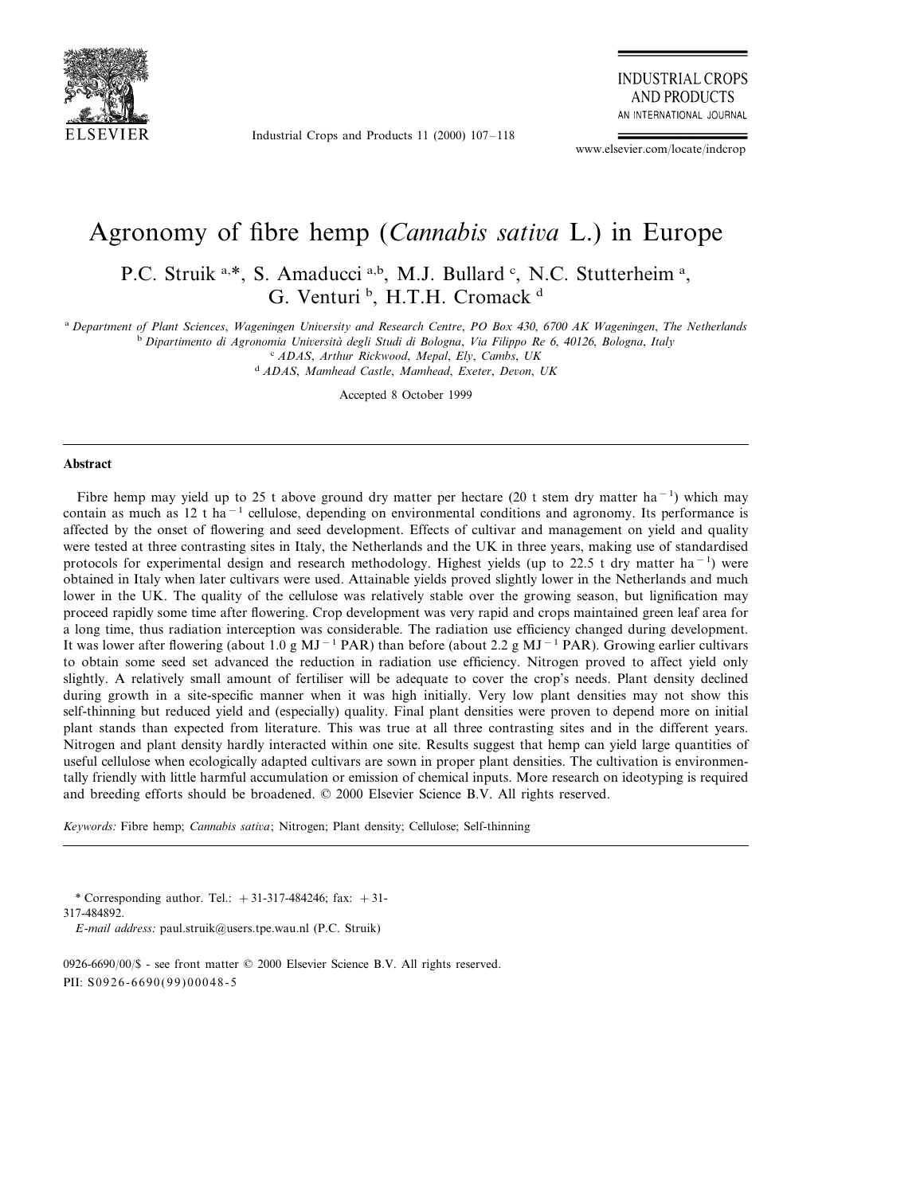# Agronomy of fibre hemp (*Cannabis sativa* L.) in Europe

P.C. Struik [a,*], S. Amaducci [a,b], M.J. Bullard [c], N.C. Stutterheim [a], G. Venturi [b], H.T.H. Cromack [d]

[a] *Department of Plant Sciences, Wageningen University and Research Centre, PO Box 430, 6700 AK Wageningen, The Netherlands*

[b] *Dipartimento di Agronomia Università degli Studi di Bologna, Via Filippo Re 6, 40126, Bologna, Italy*

[c] *ADAS, Arthur Rickwood, Mepal, Ely, Cambs, UK*

[d] *ADAS, Mamhead Castle, Mamhead, Exeter, Devon, UK*

Accepted 8 October 1999

## Abstract

Fibre hemp may yield up to 25 t above ground dry matter per hectare (20 t stem dry matter $ha^{-1}$) which may contain as much as 12 t $ha^{-1}$ cellulose, depending on environmental conditions and agronomy. Its performance is affected by the onset of flowering and seed development. Effects of cultivar and management on yield and quality were tested at three contrasting sites in Italy, the Netherlands and the UK in three years, making use of standardised protocols for experimental design and research methodology. Highest yields (up to 22.5 t dry matter $ha^{-1}$) were obtained in Italy when later cultivars were used. Attainable yields proved slightly lower in the Netherlands and much lower in the UK. The quality of the cellulose was relatively stable over the growing season, but lignification may proceed rapidly some time after flowering. Crop development was very rapid and crops maintained green leaf area for a long time, thus radiation interception was considerable. The radiation use efficiency changed during development. It was lower after flowering (about 1.0 g $MJ^{-1}$ PAR) than before (about 2.2 g $MJ^{-1}$ PAR). Growing earlier cultivars to obtain some seed set advanced the reduction in radiation use efficiency. Nitrogen proved to affect yield only slightly. A relatively small amount of fertiliser will be adequate to cover the crop's needs. Plant density declined during growth in a site-specific manner when it was high initially. Very low plant densities may not show this self-thinning but reduced yield and (especially) quality. Final plant densities were proven to depend more on initial plant stands than expected from literature. This was true at all three contrasting sites and in the different years. Nitrogen and plant density hardly interacted within one site. Results suggest that hemp can yield large quantities of useful cellulose when ecologically adapted cultivars are sown in proper plant densities. The cultivation is environmentally friendly with little harmful accumulation or emission of chemical inputs. More research on ideotyping is required and breeding efforts should be broadened. © 2000 Elsevier Science B.V. All rights reserved.

*Keywords:* Fibre hemp; *Cannabis sativa*; Nitrogen; Plant density; Cellulose; Self-thinning

---

\* Corresponding author. Tel.: +31-317-484246; fax: +31-317-484892.
*E-mail address:* paul.struik@users.tpe.wau.nl (P.C. Struik)

0926-6690/00/$ - see front matter © 2000 Elsevier Science B.V. All rights reserved.
PII: S0926-6690(99)00048-5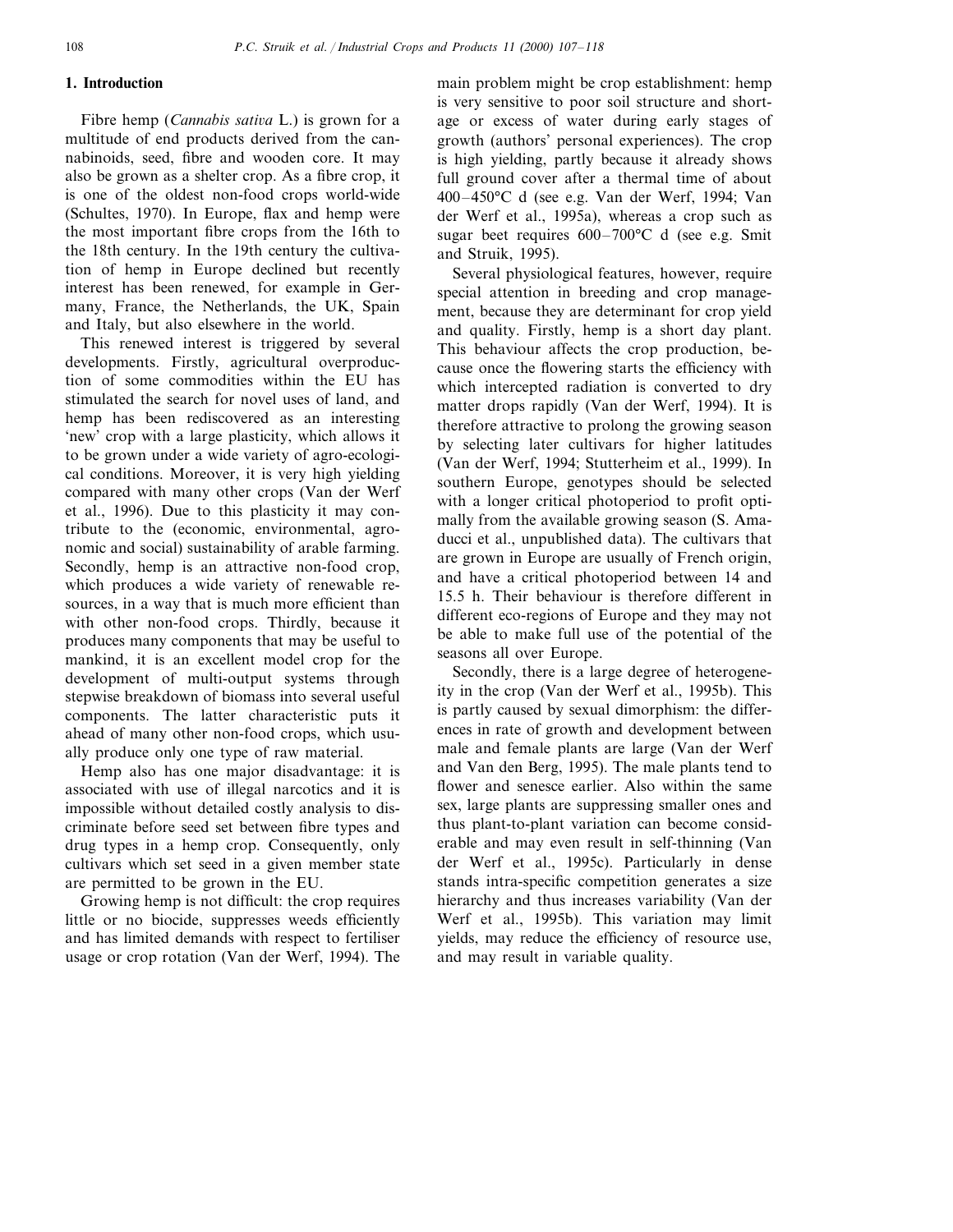## 1. Introduction

Fibre hemp (*Cannabis sativa* L.) is grown for a multitude of end products derived from the cannabinoids, seed, fibre and wooden core. It may also be grown as a shelter crop. As a fibre crop, it is one of the oldest non-food crops world-wide (Schultes, 1970). In Europe, flax and hemp were the most important fibre crops from the 16th to the 18th century. In the 19th century the cultivation of hemp in Europe declined but recently interest has been renewed, for example in Germany, France, the Netherlands, the UK, Spain and Italy, but also elsewhere in the world.

This renewed interest is triggered by several developments. Firstly, agricultural overproduction of some commodities within the EU has stimulated the search for novel uses of land, and hemp has been rediscovered as an interesting 'new' crop with a large plasticity, which allows it to be grown under a wide variety of agro-ecological conditions. Moreover, it is very high yielding compared with many other crops (Van der Werf et al., 1996). Due to this plasticity it may contribute to the (economic, environmental, agronomic and social) sustainability of arable farming. Secondly, hemp is an attractive non-food crop, which produces a wide variety of renewable resources, in a way that is much more efficient than with other non-food crops. Thirdly, because it produces many components that may be useful to mankind, it is an excellent model crop for the development of multi-output systems through stepwise breakdown of biomass into several useful components. The latter characteristic puts it ahead of many other non-food crops, which usually produce only one type of raw material.

Hemp also has one major disadvantage: it is associated with use of illegal narcotics and it is impossible without detailed costly analysis to discriminate before seed set between fibre types and drug types in a hemp crop. Consequently, only cultivars which set seed in a given member state are permitted to be grown in the EU.

Growing hemp is not difficult: the crop requires little or no biocide, suppresses weeds efficiently and has limited demands with respect to fertiliser usage or crop rotation (Van der Werf, 1994). The main problem might be crop establishment: hemp is very sensitive to poor soil structure and shortage or excess of water during early stages of growth (authors' personal experiences). The crop is high yielding, partly because it already shows full ground cover after a thermal time of about 400–450°C d (see e.g. Van der Werf, 1994; Van der Werf et al., 1995a), whereas a crop such as sugar beet requires 600–700°C d (see e.g. Smit and Struik, 1995).

Several physiological features, however, require special attention in breeding and crop management, because they are determinant for crop yield and quality. Firstly, hemp is a short day plant. This behaviour affects the crop production, because once the flowering starts the efficiency with which intercepted radiation is converted to dry matter drops rapidly (Van der Werf, 1994). It is therefore attractive to prolong the growing season by selecting later cultivars for higher latitudes (Van der Werf, 1994; Stutterheim et al., 1999). In southern Europe, genotypes should be selected with a longer critical photoperiod to profit optimally from the available growing season (S. Amaducci et al., unpublished data). The cultivars that are grown in Europe are usually of French origin, and have a critical photoperiod between 14 and 15.5 h. Their behaviour is therefore different in different eco-regions of Europe and they may not be able to make full use of the potential of the seasons all over Europe.

Secondly, there is a large degree of heterogeneity in the crop (Van der Werf et al., 1995b). This is partly caused by sexual dimorphism: the differences in rate of growth and development between male and female plants are large (Van der Werf and Van den Berg, 1995). The male plants tend to flower and senesce earlier. Also within the same sex, large plants are suppressing smaller ones and thus plant-to-plant variation can become considerable and may even result in self-thinning (Van der Werf et al., 1995c). Particularly in dense stands intra-specific competition generates a size hierarchy and thus increases variability (Van der Werf et al., 1995b). This variation may limit yields, may reduce the efficiency of resource use, and may result in variable quality.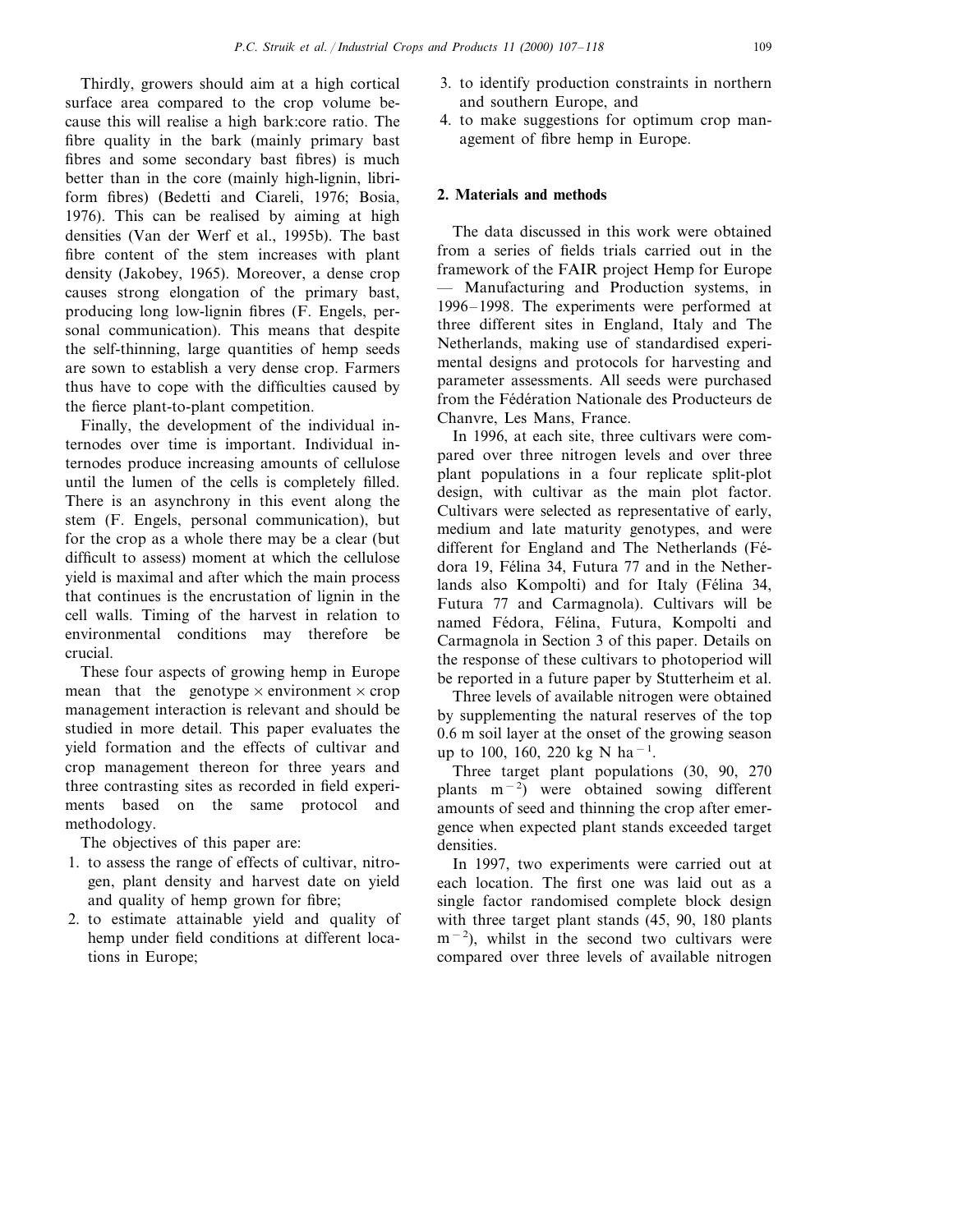Thirdly, growers should aim at a high cortical surface area compared to the crop volume because this will realise a high bark:core ratio. The fibre quality in the bark (mainly primary bast fibres and some secondary bast fibres) is much better than in the core (mainly high-lignin, libriform fibres) (Bedetti and Ciareli, 1976; Bosia, 1976). This can be realised by aiming at high densities (Van der Werf et al., 1995b). The bast fibre content of the stem increases with plant density (Jakobey, 1965). Moreover, a dense crop causes strong elongation of the primary bast, producing long low-lignin fibres (F. Engels, personal communication). This means that despite the self-thinning, large quantities of hemp seeds are sown to establish a very dense crop. Farmers thus have to cope with the difficulties caused by the fierce plant-to-plant competition.

Finally, the development of the individual internodes over time is important. Individual internodes produce increasing amounts of cellulose until the lumen of the cells is completely filled. There is an asynchrony in this event along the stem (F. Engels, personal communication), but for the crop as a whole there may be a clear (but difficult to assess) moment at which the cellulose yield is maximal and after which the main process that continues is the encrustation of lignin in the cell walls. Timing of the harvest in relation to environmental conditions may therefore be crucial.

These four aspects of growing hemp in Europe mean that the genotype × environment × crop management interaction is relevant and should be studied in more detail. This paper evaluates the yield formation and the effects of cultivar and crop management thereon for three years and three contrasting sites as recorded in field experiments based on the same protocol and methodology.

The objectives of this paper are:

1. to assess the range of effects of cultivar, nitrogen, plant density and harvest date on yield and quality of hemp grown for fibre;
2. to estimate attainable yield and quality of hemp under field conditions at different locations in Europe;
3. to identify production constraints in northern and southern Europe, and
4. to make suggestions for optimum crop management of fibre hemp in Europe.

## 2. Materials and methods

The data discussed in this work were obtained from a series of fields trials carried out in the framework of the FAIR project Hemp for Europe — Manufacturing and Production systems, in 1996–1998. The experiments were performed at three different sites in England, Italy and The Netherlands, making use of standardised experimental designs and protocols for harvesting and parameter assessments. All seeds were purchased from the Fédération Nationale des Producteurs de Chanvre, Les Mans, France.

In 1996, at each site, three cultivars were compared over three nitrogen levels and over three plant populations in a four replicate split-plot design, with cultivar as the main plot factor. Cultivars were selected as representative of early, medium and late maturity genotypes, and were different for England and The Netherlands (Fédora 19, Félina 34, Futura 77 and in the Netherlands also Kompolti) and for Italy (Félina 34, Futura 77 and Carmagnola). Cultivars will be named Fédora, Félina, Futura, Kompolti and Carmagnola in Section 3 of this paper. Details on the response of these cultivars to photoperiod will be reported in a future paper by Stutterheim et al.

Three levels of available nitrogen were obtained by supplementing the natural reserves of the top 0.6 m soil layer at the onset of the growing season up to 100, 160, 220 kg N ha$^{-1}$.

Three target plant populations (30, 90, 270 plants m$^{-2}$) were obtained sowing different amounts of seed and thinning the crop after emergence when expected plant stands exceeded target densities.

In 1997, two experiments were carried out at each location. The first one was laid out as a single factor randomised complete block design with three target plant stands (45, 90, 180 plants m$^{-2}$), whilst in the second two cultivars were compared over three levels of available nitrogen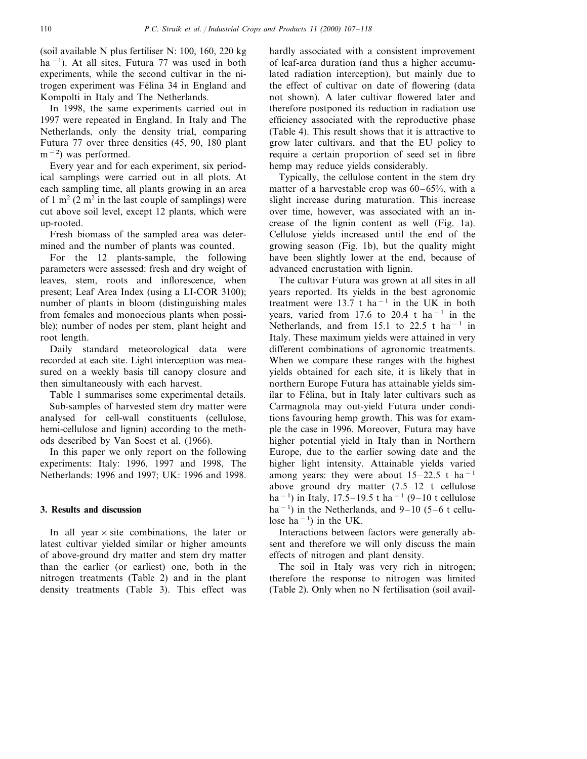(soil available N plus fertiliser N: 100, 160, 220 kg ha$^{-1}$). At all sites, Futura 77 was used in both experiments, while the second cultivar in the nitrogen experiment was Félina 34 in England and Kompolti in Italy and The Netherlands.

In 1998, the same experiments carried out in 1997 were repeated in England. In Italy and The Netherlands, only the density trial, comparing Futura 77 over three densities (45, 90, 180 plant m$^{-2}$) was performed.

Every year and for each experiment, six periodical samplings were carried out in all plots. At each sampling time, all plants growing in an area of 1 m$^2$ (2 m$^2$ in the last couple of samplings) were cut above soil level, except 12 plants, which were up-rooted.

Fresh biomass of the sampled area was determined and the number of plants was counted.

For the 12 plants-sample, the following parameters were assessed: fresh and dry weight of leaves, stem, roots and inflorescence, when present; Leaf Area Index (using a LI-COR 3100); number of plants in bloom (distinguishing males from females and monoecious plants when possible); number of nodes per stem, plant height and root length.

Daily standard meteorological data were recorded at each site. Light interception was measured on a weekly basis till canopy closure and then simultaneously with each harvest.

Table 1 summarises some experimental details.

Sub-samples of harvested stem dry matter were analysed for cell-wall constituents (cellulose, hemi-cellulose and lignin) according to the methods described by Van Soest et al. (1966).

In this paper we only report on the following experiments: Italy: 1996, 1997 and 1998, The Netherlands: 1996 and 1997; UK: 1996 and 1998.

## 3. Results and discussion

In all year × site combinations, the later or latest cultivar yielded similar or higher amounts of above-ground dry matter and stem dry matter than the earlier (or earliest) one, both in the nitrogen treatments (Table 2) and in the plant density treatments (Table 3). This effect was hardly associated with a consistent improvement of leaf-area duration (and thus a higher accumulated radiation interception), but mainly due to the effect of cultivar on date of flowering (data not shown). A later cultivar flowered later and therefore postponed its reduction in radiation use efficiency associated with the reproductive phase (Table 4). This result shows that it is attractive to grow later cultivars, and that the EU policy to require a certain proportion of seed set in fibre hemp may reduce yields considerably.

Typically, the cellulose content in the stem dry matter of a harvestable crop was 60–65%, with a slight increase during maturation. This increase over time, however, was associated with an increase of the lignin content as well (Fig. 1a). Cellulose yields increased until the end of the growing season (Fig. 1b), but the quality might have been slightly lower at the end, because of advanced encrustation with lignin.

The cultivar Futura was grown at all sites in all years reported. Its yields in the best agronomic treatment were 13.7 t ha$^{-1}$ in the UK in both years, varied from 17.6 to 20.4 t ha$^{-1}$ in the Netherlands, and from 15.1 to 22.5 t ha$^{-1}$ in Italy. These maximum yields were attained in very different combinations of agronomic treatments. When we compare these ranges with the highest yields obtained for each site, it is likely that in northern Europe Futura has attainable yields similar to Félina, but in Italy later cultivars such as Carmagnola may out-yield Futura under conditions favouring hemp growth. This was for example the case in 1996. Moreover, Futura may have higher potential yield in Italy than in Northern Europe, due to the earlier sowing date and the higher light intensity. Attainable yields varied among years: they were about 15–22.5 t ha$^{-1}$ above ground dry matter (7.5–12 t cellulose ha$^{-1}$) in Italy, 17.5–19.5 t ha$^{-1}$ (9–10 t cellulose ha$^{-1}$) in the Netherlands, and 9–10 (5–6 t cellulose ha$^{-1}$) in the UK.

Interactions between factors were generally absent and therefore we will only discuss the main effects of nitrogen and plant density.

The soil in Italy was very rich in nitrogen; therefore the response to nitrogen was limited (Table 2). Only when no N fertilisation (soil avail-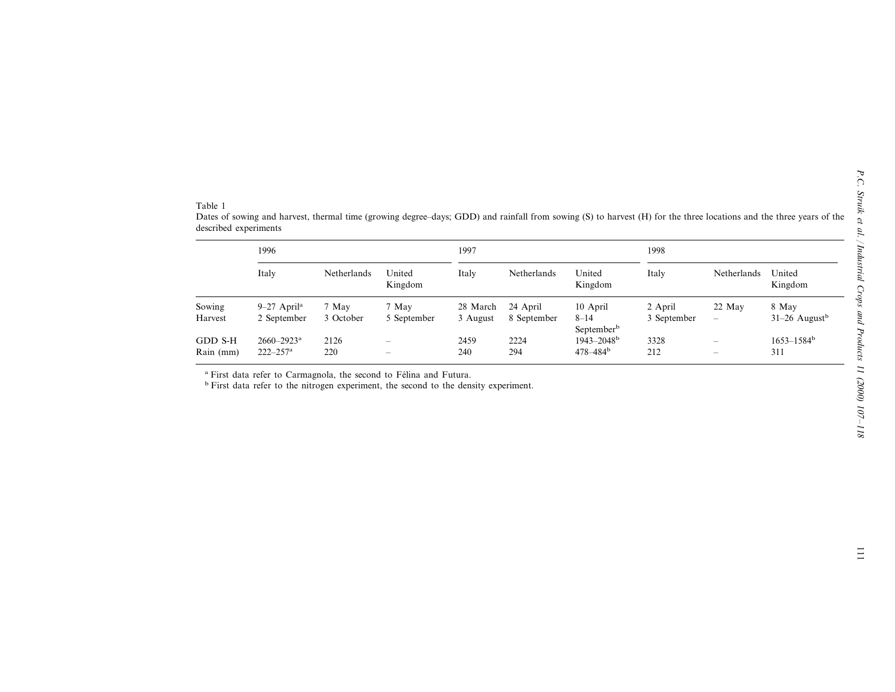Table 1
Dates of sowing and harvest, thermal time (growing degree–days; GDD) and rainfall from sowing (S) to harvest (H) for the three locations and the three years of the described experiments

| | 1996 | | | 1997 | | | 1998 | | |
|---|---|---|---|---|---|---|---|---|---|
| | Italy | Netherlands | United Kingdom | Italy | Netherlands | United Kingdom | Italy | Netherlands | United Kingdom |
| Sowing | 9–27 April[a] | 7 May | 7 May | 28 March | 24 April | 10 April | 2 April | 22 May | 8 May |
| Harvest | 2 September | 3 October | 5 September | 3 August | 8 September | 8–14 September[b] | 3 September | – | 31–26 August[b] |
| GDD S-H | 2660–2923[a] | 2126 | – | 2459 | 2224 | 1943–2048[b] | 3328 | – | 1653–1584[b] |
| Rain (mm) | 222–257[a] | 220 | – | 240 | 294 | 478–484[b] | 212 | – | 311 |

[a] First data refer to Carmagnola, the second to Félina and Futura.
[b] First data refer to the nitrogen experiment, the second to the density experiment.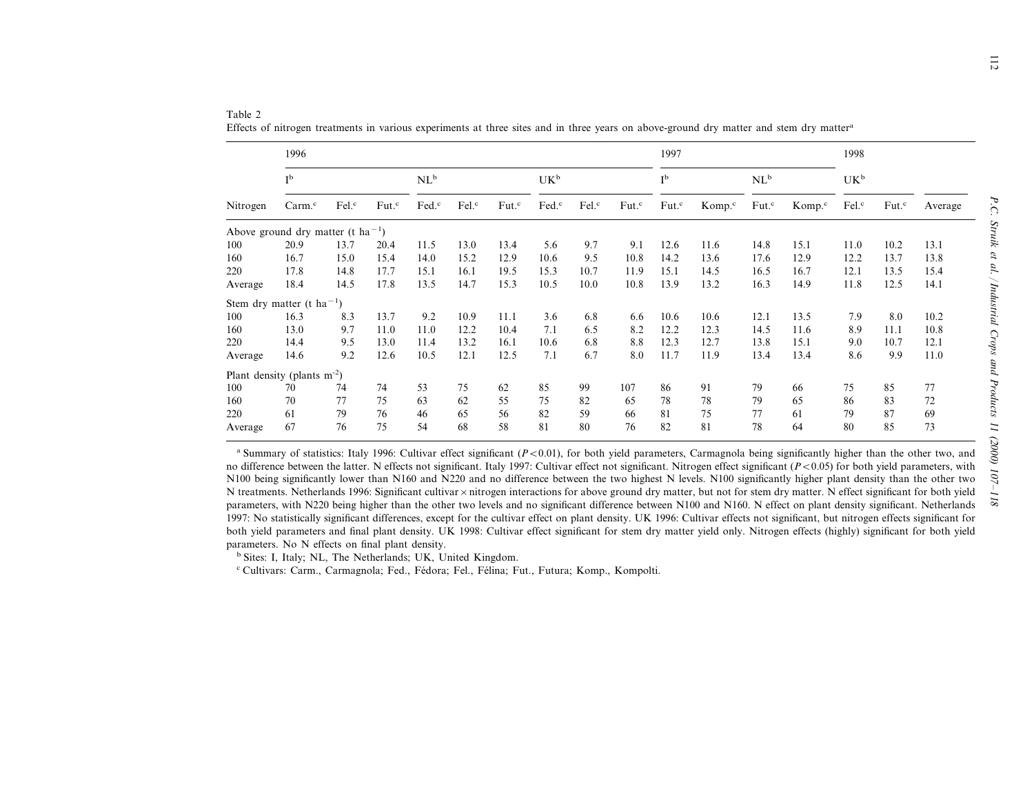Table 2
Effects of nitrogen treatments in various experiments at three sites and in three years on above-ground dry matter and stem dry matter[a]

| | 1996 | | | | | | | | | 1997 | | | | 1998 | | |
|---|---|---|---|---|---|---|---|---|---|---|---|---|---|---|---|---|
| | I[b] | | | NL[b] | | | UK[b] | | | I[b] | | NL[b] | | UK[b] | | |
| Nitrogen | Carm.[c] | Fel.[c] | Fut.[c] | Fed.[c] | Fel.[c] | Fut.[c] | Fed.[c] | Fel.[c] | Fut.[c] | Fut.[c] | Komp.[c] | Fut.[c] | Komp.[c] | Fel.[c] | Fut.[c] | Average |
| Above ground dry matter (t ha$^{-1}$) | | | | | | | | | | | | | | | | |
| 100 | 20.9 | 13.7 | 20.4 | 11.5 | 13.0 | 13.4 | 5.6 | 9.7 | 9.1 | 12.6 | 11.6 | 14.8 | 15.1 | 11.0 | 10.2 | 13.1 |
| 160 | 16.7 | 15.0 | 15.4 | 14.0 | 15.2 | 12.9 | 10.6 | 9.5 | 10.8 | 14.2 | 13.6 | 17.6 | 12.9 | 12.2 | 13.7 | 13.8 |
| 220 | 17.8 | 14.8 | 17.7 | 15.1 | 16.1 | 19.5 | 15.3 | 10.7 | 11.9 | 15.1 | 14.5 | 16.5 | 16.7 | 12.1 | 13.5 | 15.4 |
| Average | 18.4 | 14.5 | 17.8 | 13.5 | 14.7 | 15.3 | 10.5 | 10.0 | 10.8 | 13.9 | 13.2 | 16.3 | 14.9 | 11.8 | 12.5 | 14.1 |
| Stem dry matter (t ha$^{-1}$) | | | | | | | | | | | | | | | | |
| 100 | 16.3 | 8.3 | 13.7 | 9.2 | 10.9 | 11.1 | 3.6 | 6.8 | 6.6 | 10.6 | 10.6 | 12.1 | 13.5 | 7.9 | 8.0 | 10.2 |
| 160 | 13.0 | 9.7 | 11.0 | 11.0 | 12.2 | 10.4 | 7.1 | 6.5 | 8.2 | 12.2 | 12.3 | 14.5 | 11.6 | 8.9 | 11.1 | 10.8 |
| 220 | 14.4 | 9.5 | 13.0 | 11.4 | 13.2 | 16.1 | 10.6 | 6.8 | 8.8 | 12.3 | 12.7 | 13.8 | 15.1 | 9.0 | 10.7 | 12.1 |
| Average | 14.6 | 9.2 | 12.6 | 10.5 | 12.1 | 12.5 | 7.1 | 6.7 | 8.0 | 11.7 | 11.9 | 13.4 | 13.4 | 8.6 | 9.9 | 11.0 |
| Plant density (plants m$^{-2}$) | | | | | | | | | | | | | | | | |
| 100 | 70 | 74 | 74 | 53 | 75 | 62 | 85 | 99 | 107 | 86 | 91 | 79 | 66 | 75 | 85 | 77 |
| 160 | 70 | 77 | 75 | 63 | 62 | 55 | 75 | 82 | 65 | 78 | 78 | 79 | 65 | 86 | 83 | 72 |
| 220 | 61 | 79 | 76 | 46 | 65 | 56 | 82 | 59 | 66 | 81 | 75 | 77 | 61 | 79 | 87 | 69 |
| Average | 67 | 76 | 75 | 54 | 68 | 58 | 81 | 80 | 76 | 82 | 81 | 78 | 64 | 80 | 85 | 73 |

[a] Summary of statistics: Italy 1996: Cultivar effect significant ($P<0.01$), for both yield parameters, Carmagnola being significantly higher than the other two, and no difference between the latter. N effects not significant. Italy 1997: Cultivar effect not significant. Nitrogen effect significant ($P<0.05$) for both yield parameters, with N100 being significantly lower than N160 and N220 and no difference between the two highest N levels. N100 significantly higher plant density than the other two N treatments. Netherlands 1996: Significant cultivar × nitrogen interactions for above ground dry matter, but not for stem dry matter. N effect significant for both yield parameters, with N220 being higher than the other two levels and no significant difference between N100 and N160. N effect on plant density significant. Netherlands 1997: No statistically significant differences, except for the cultivar effect on plant density. UK 1996: Cultivar effects not significant, but nitrogen effects significant for both yield parameters and final plant density. UK 1998: Cultivar effect significant for stem dry matter yield only. Nitrogen effects (highly) significant for both yield parameters. No N effects on final plant density.

[b] Sites: I, Italy; NL, The Netherlands; UK, United Kingdom.

[c] Cultivars: Carm., Carmagnola; Fed., Fédora; Fel., Félina; Fut., Futura; Komp., Kompolti.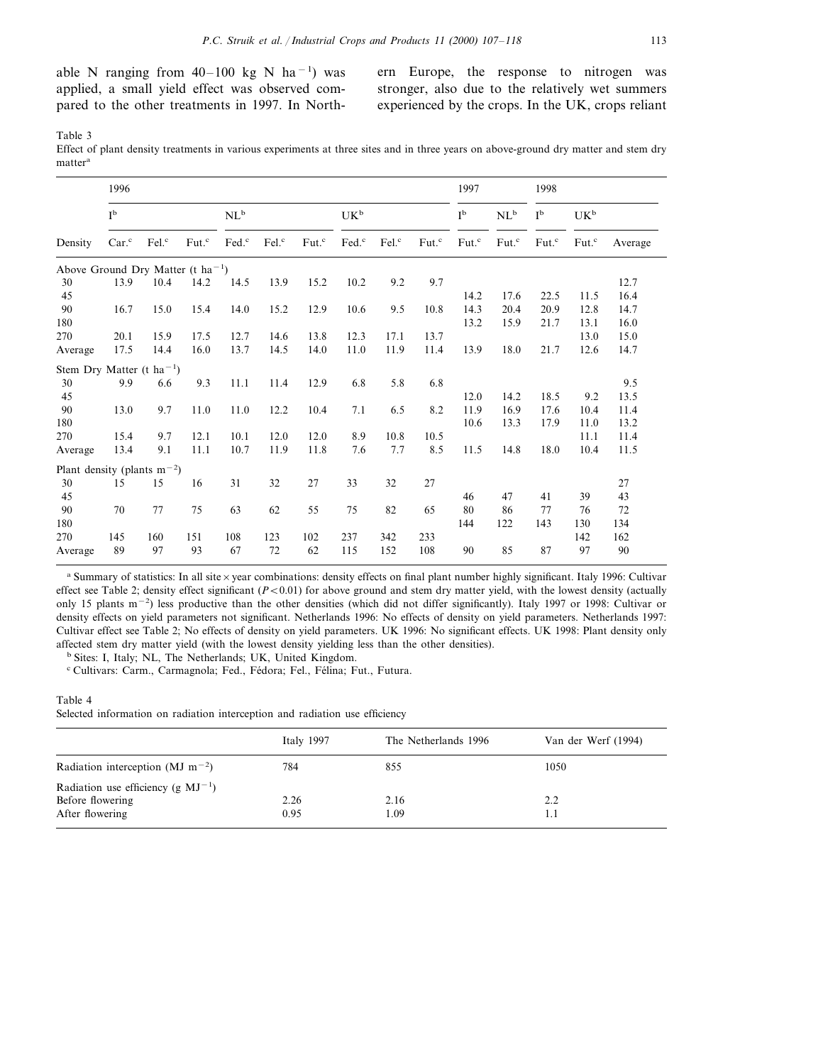able N ranging from 40–100 kg N ha$^{-1}$) was applied, a small yield effect was observed compared to the other treatments in 1997. In Northern Europe, the response to nitrogen was stronger, also due to the relatively wet summers experienced by the crops. In the UK, crops reliant

Table 3
Effect of plant density treatments in various experiments at three sites and in three years on above-ground dry matter and stem dry matter[a]

| | 1996 | | | | | | | | | 1997 | | 1998 | | |
|---|---|---|---|---|---|---|---|---|---|---|---|---|---|---|
| | I[b] | | | NL[b] | | | UK[b] | | | I[b] | NL[b] | I[b] | UK[b] | |
| Density | Car.[c] | Fel.[c] | Fut.[c] | Fed.[c] | Fel.[c] | Fut.[c] | Fed.[c] | Fel.[c] | Fut.[c] | Fut.[c] | Fut.[c] | Fut.[c] | Fut.[c] | Average |
| Above Ground Dry Matter (t ha$^{-1}$) | | | | | | | | | | | | | | |
| 30 | 13.9 | 10.4 | 14.2 | 14.5 | 13.9 | 15.2 | 10.2 | 9.2 | 9.7 | | | | | 12.7 |
| 45 | | | | | | | | | | 14.2 | 17.6 | 22.5 | 11.5 | 16.4 |
| 90 | 16.7 | 15.0 | 15.4 | 14.0 | 15.2 | 12.9 | 10.6 | 9.5 | 10.8 | 14.3 | 20.4 | 20.9 | 12.8 | 14.7 |
| 180 | | | | | | | | | | 13.2 | 15.9 | 21.7 | 13.1 | 16.0 |
| 270 | 20.1 | 15.9 | 17.5 | 12.7 | 14.6 | 13.8 | 12.3 | 17.1 | 13.7 | | | | 13.0 | 15.0 |
| Average | 17.5 | 14.4 | 16.0 | 13.7 | 14.5 | 14.0 | 11.0 | 11.9 | 11.4 | 13.9 | 18.0 | 21.7 | 12.6 | 14.7 |
| Stem Dry Matter (t ha$^{-1}$) | | | | | | | | | | | | | | |
| 30 | 9.9 | 6.6 | 9.3 | 11.1 | 11.4 | 12.9 | 6.8 | 5.8 | 6.8 | | | | | 9.5 |
| 45 | | | | | | | | | | 12.0 | 14.2 | 18.5 | 9.2 | 13.5 |
| 90 | 13.0 | 9.7 | 11.0 | 11.0 | 12.2 | 10.4 | 7.1 | 6.5 | 8.2 | 11.9 | 16.9 | 17.6 | 10.4 | 11.4 |
| 180 | | | | | | | | | | 10.6 | 13.3 | 17.9 | 11.0 | 13.2 |
| 270 | 15.4 | 9.7 | 12.1 | 10.1 | 12.0 | 12.0 | 8.9 | 10.8 | 10.5 | | | | 11.1 | 11.4 |
| Average | 13.4 | 9.1 | 11.1 | 10.7 | 11.9 | 11.8 | 7.6 | 7.7 | 8.5 | 11.5 | 14.8 | 18.0 | 10.4 | 11.5 |
| Plant density (plants m$^{-2}$) | | | | | | | | | | | | | | |
| 30 | 15 | 15 | 16 | 31 | 32 | 27 | 33 | 32 | 27 | | | | | 27 |
| 45 | | | | | | | | | | 46 | 47 | 41 | 39 | 43 |
| 90 | 70 | 77 | 75 | 63 | 62 | 55 | 75 | 82 | 65 | 80 | 86 | 77 | 76 | 72 |
| 180 | | | | | | | | | | 144 | 122 | 143 | 130 | 134 |
| 270 | 145 | 160 | 151 | 108 | 123 | 102 | 237 | 342 | 233 | | | | 142 | 162 |
| Average | 89 | 97 | 93 | 67 | 72 | 62 | 115 | 152 | 108 | 90 | 85 | 87 | 97 | 90 |

[a] Summary of statistics: In all site × year combinations: density effects on final plant number highly significant. Italy 1996: Cultivar effect see Table 2; density effect significant ($P<0.01$) for above ground and stem dry matter yield, with the lowest density (actually only 15 plants m$^{-2}$) less productive than the other densities (which did not differ significantly). Italy 1997 or 1998: Cultivar or density effects on yield parameters not significant. Netherlands 1996: No effects of density on yield parameters. Netherlands 1997: Cultivar effect see Table 2; No effects of density on yield parameters. UK 1996: No significant effects. UK 1998: Plant density only affected stem dry matter yield (with the lowest density yielding less than the other densities).

[b] Sites: I, Italy; NL, The Netherlands; UK, United Kingdom.

[c] Cultivars: Carm., Carmagnola; Fed., Fédora; Fel., Félina; Fut., Futura.

Table 4
Selected information on radiation interception and radiation use efficiency

| | Italy 1997 | The Netherlands 1996 | Van der Werf (1994) |
|---|---|---|---|
| Radiation interception (MJ m$^{-2}$) | 784 | 855 | 1050 |
| Radiation use efficiency (g MJ$^{-1}$) | | | |
| Before flowering | 2.26 | 2.16 | 2.2 |
| After flowering | 0.95 | 1.09 | 1.1 |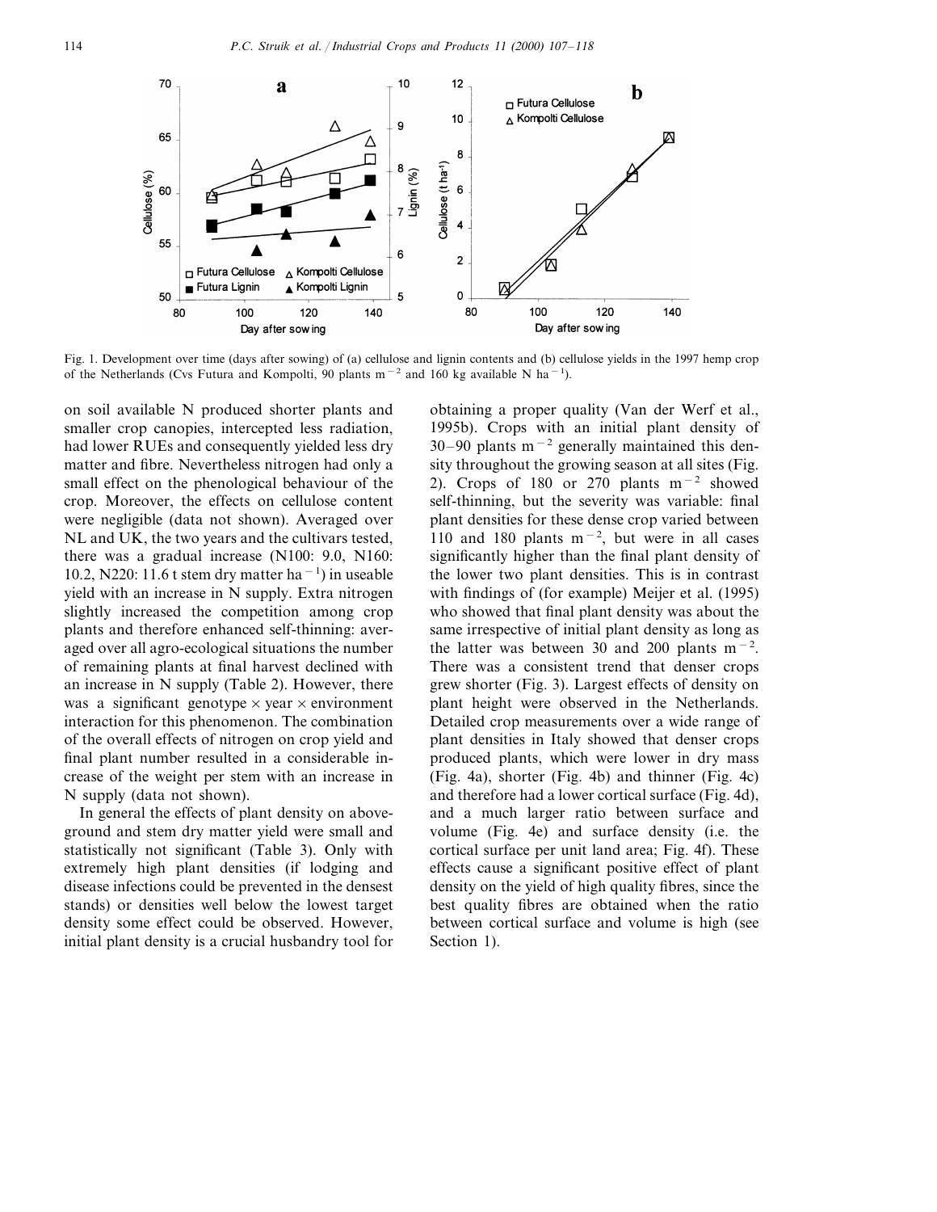Fig. 1. Development over time (days after sowing) of (a) cellulose and lignin contents and (b) cellulose yields in the 1997 hemp crop of the Netherlands (Cvs Futura and Kompolti, 90 plants $m^{-2}$ and 160 kg available N $ha^{-1}$).

on soil available N produced shorter plants and smaller crop canopies, intercepted less radiation, had lower RUEs and consequently yielded less dry matter and fibre. Nevertheless nitrogen had only a small effect on the phenological behaviour of the crop. Moreover, the effects on cellulose content were negligible (data not shown). Averaged over NL and UK, the two years and the cultivars tested, there was a gradual increase (N100: 9.0, N160: 10.2, N220: 11.6 t stem dry matter $ha^{-1}$) in useable yield with an increase in N supply. Extra nitrogen slightly increased the competition among crop plants and therefore enhanced self-thinning: averaged over all agro-ecological situations the number of remaining plants at final harvest declined with an increase in N supply (Table 2). However, there was a significant genotype × year × environment interaction for this phenomenon. The combination of the overall effects of nitrogen on crop yield and final plant number resulted in a considerable increase of the weight per stem with an increase in N supply (data not shown).

In general the effects of plant density on aboveground and stem dry matter yield were small and statistically not significant (Table 3). Only with extremely high plant densities (if lodging and disease infections could be prevented in the densest stands) or densities well below the lowest target density some effect could be observed. However, initial plant density is a crucial husbandry tool for obtaining a proper quality (Van der Werf et al., 1995b). Crops with an initial plant density of 30–90 plants $m^{-2}$ generally maintained this density throughout the growing season at all sites (Fig. 2). Crops of 180 or 270 plants $m^{-2}$ showed self-thinning, but the severity was variable: final plant densities for these dense crop varied between 110 and 180 plants $m^{-2}$, but were in all cases significantly higher than the final plant density of the lower two plant densities. This is in contrast with findings of (for example) Meijer et al. (1995) who showed that final plant density was about the same irrespective of initial plant density as long as the latter was between 30 and 200 plants $m^{-2}$. There was a consistent trend that denser crops grew shorter (Fig. 3). Largest effects of density on plant height were observed in the Netherlands. Detailed crop measurements over a wide range of plant densities in Italy showed that denser crops produced plants, which were lower in dry mass (Fig. 4a), shorter (Fig. 4b) and thinner (Fig. 4c) and therefore had a lower cortical surface (Fig. 4d), and a much larger ratio between surface and volume (Fig. 4e) and surface density (i.e. the cortical surface per unit land area; Fig. 4f). These effects cause a significant positive effect of plant density on the yield of high quality fibres, since the best quality fibres are obtained when the ratio between cortical surface and volume is high (see Section 1).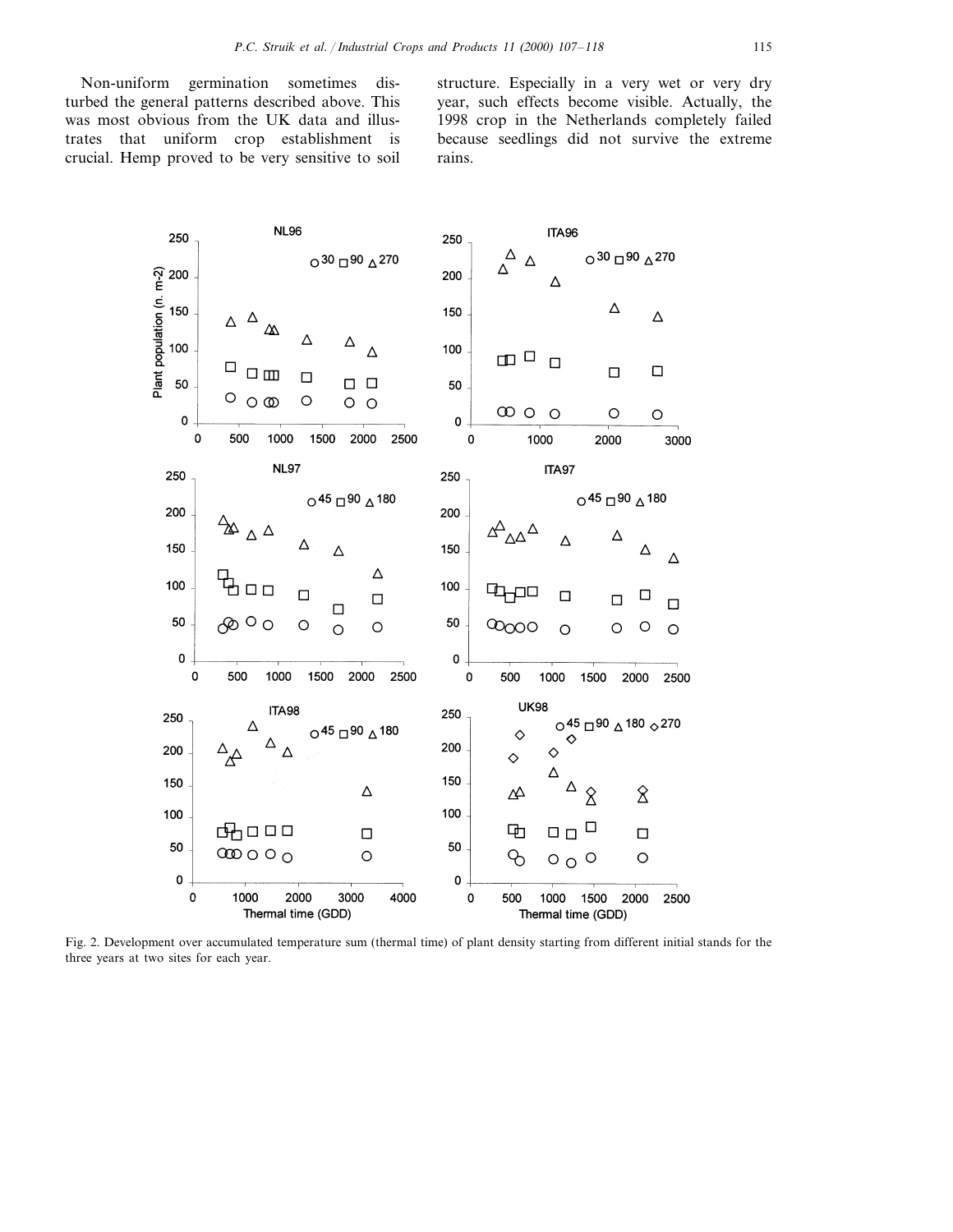Non-uniform germination sometimes disturbed the general patterns described above. This was most obvious from the UK data and illustrates that uniform crop establishment is crucial. Hemp proved to be very sensitive to soil structure. Especially in a very wet or very dry year, such effects become visible. Actually, the 1998 crop in the Netherlands completely failed because seedlings did not survive the extreme rains.

Fig. 2. Development over accumulated temperature sum (thermal time) of plant density starting from different initial stands for the three years at two sites for each year.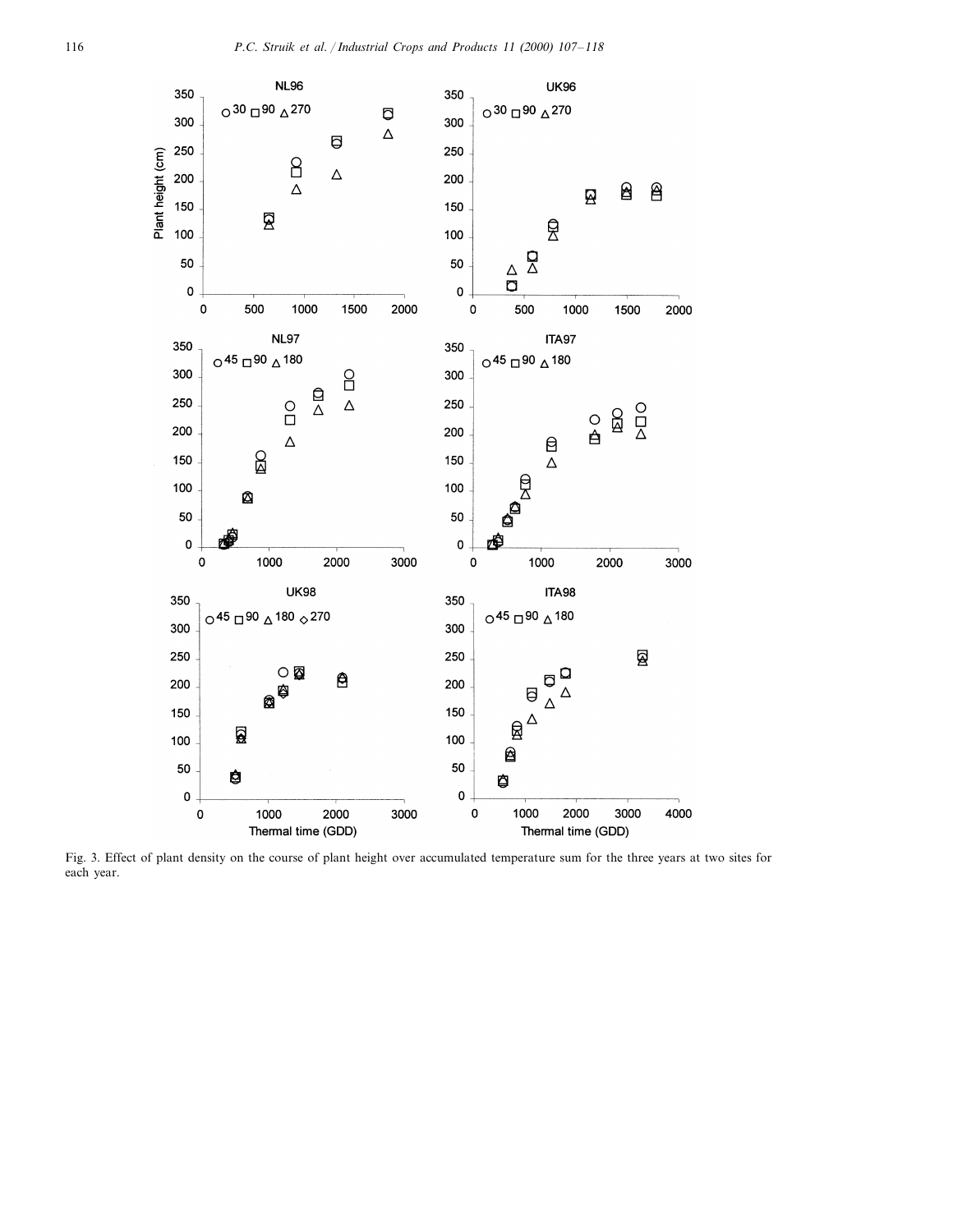Fig. 3. Effect of plant density on the course of plant height over accumulated temperature sum for the three years at two sites for each year.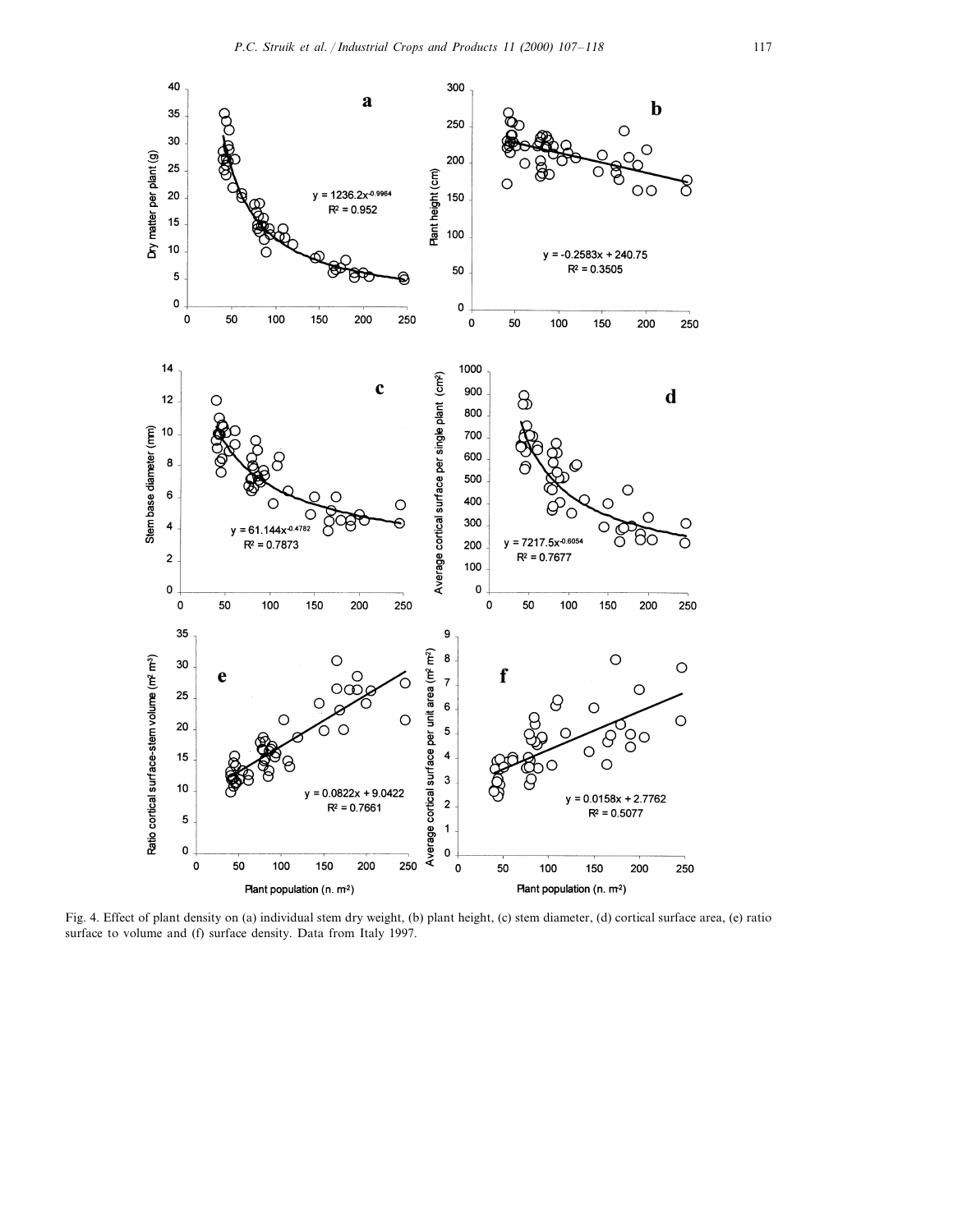Fig. 4. Effect of plant density on (a) individual stem dry weight, (b) plant height, (c) stem diameter, (d) cortical surface area, (e) ratio surface to volume and (f) surface density. Data from Italy 1997.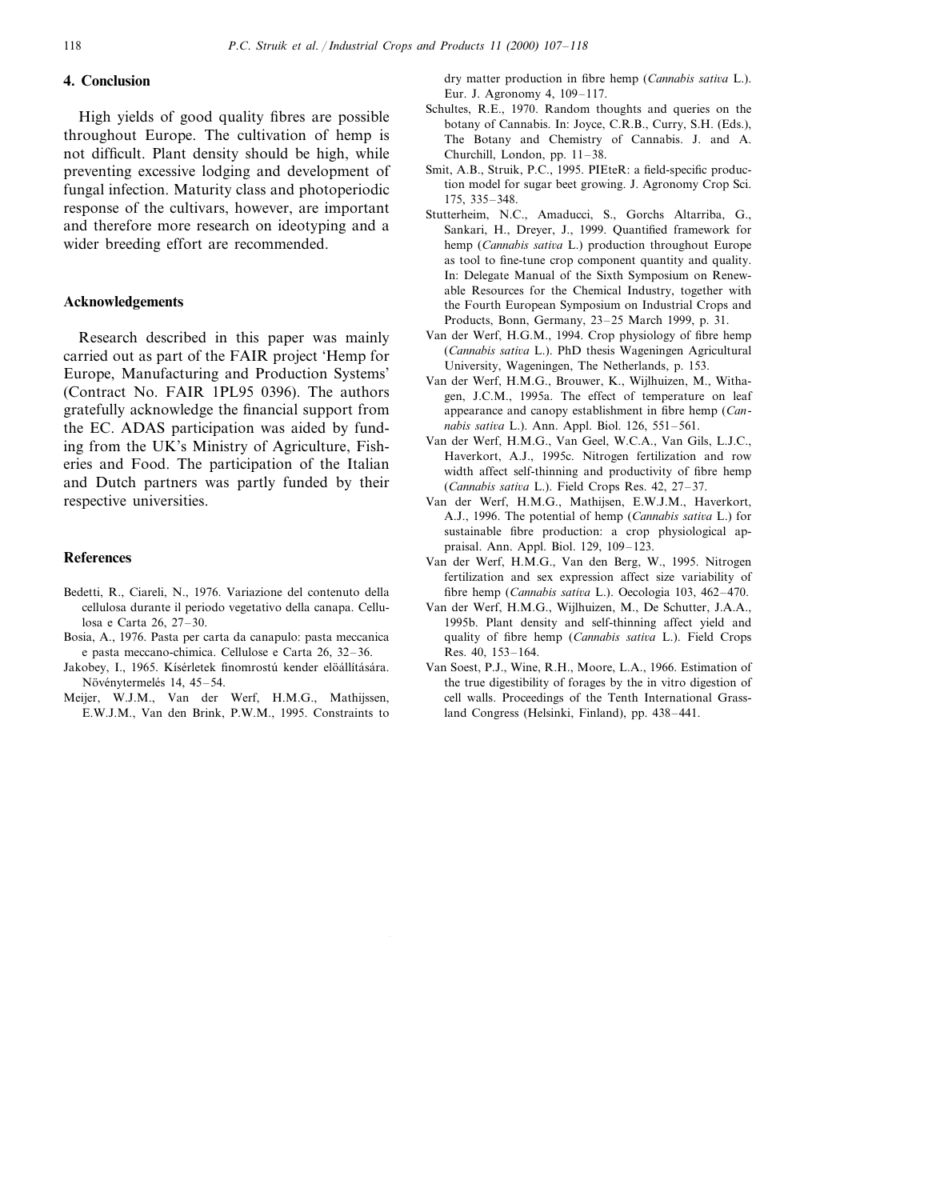## 4. Conclusion

High yields of good quality fibres are possible throughout Europe. The cultivation of hemp is not difficult. Plant density should be high, while preventing excessive lodging and development of fungal infection. Maturity class and photoperiodic response of the cultivars, however, are important and therefore more research on ideotyping and a wider breeding effort are recommended.

## Acknowledgements

Research described in this paper was mainly carried out as part of the FAIR project 'Hemp for Europe, Manufacturing and Production Systems' (Contract No. FAIR 1PL95 0396). The authors gratefully acknowledge the financial support from the EC. ADAS participation was aided by funding from the UK's Ministry of Agriculture, Fisheries and Food. The participation of the Italian and Dutch partners was partly funded by their respective universities.

## References

Bedetti, R., Ciareli, N., 1976. Variazione del contenuto della cellulosa durante il periodo vegetativo della canapa. Cellulosa e Carta 26, 27–30.

Bosia, A., 1976. Pasta per carta da canapulo: pasta meccanica e pasta meccano-chimica. Cellulose e Carta 26, 32–36.

Jakobey, I., 1965. Kísérletek finomrostú kender előállítására. Növénytermelés 14, 45–54.

Meijer, W.J.M., Van der Werf, H.M.G., Mathijssen, E.W.J.M., Van den Brink, P.W.M., 1995. Constraints to dry matter production in fibre hemp (*Cannabis sativa* L.). Eur. J. Agronomy 4, 109–117.

Schultes, R.E., 1970. Random thoughts and queries on the botany of Cannabis. In: Joyce, C.R.B., Curry, S.H. (Eds.), The Botany and Chemistry of Cannabis. J. and A. Churchill, London, pp. 11–38.

Smit, A.B., Struik, P.C., 1995. PIEteR: a field-specific production model for sugar beet growing. J. Agronomy Crop Sci. 175, 335–348.

Stutterheim, N.C., Amaducci, S., Gorchs Altarriba, G., Sankari, H., Dreyer, J., 1999. Quantified framework for hemp (*Cannabis sativa* L.) production throughout Europe as tool to fine-tune crop component quantity and quality. In: Delegate Manual of the Sixth Symposium on Renewable Resources for the Chemical Industry, together with the Fourth European Symposium on Industrial Crops and Products, Bonn, Germany, 23–25 March 1999, p. 31.

Van der Werf, H.G.M., 1994. Crop physiology of fibre hemp (*Cannabis sativa* L.). PhD thesis Wageningen Agricultural University, Wageningen, The Netherlands, p. 153.

Van der Werf, H.M.G., Brouwer, K., Wijlhuizen, M., Withagen, J.C.M., 1995a. The effect of temperature on leaf appearance and canopy establishment in fibre hemp (*Cannabis sativa* L.). Ann. Appl. Biol. 126, 551–561.

Van der Werf, H.M.G., Van Geel, W.C.A., Van Gils, L.J.C., Haverkort, A.J., 1995c. Nitrogen fertilization and row width affect self-thinning and productivity of fibre hemp (*Cannabis sativa* L.). Field Crops Res. 42, 27–37.

Van der Werf, H.M.G., Mathijsen, E.W.J.M., Haverkort, A.J., 1996. The potential of hemp (*Cannabis sativa* L.) for sustainable fibre production: a crop physiological appraisal. Ann. Appl. Biol. 129, 109–123.

Van der Werf, H.M.G., Van den Berg, W., 1995. Nitrogen fertilization and sex expression affect size variability of fibre hemp (*Cannabis sativa* L.). Oecologia 103, 462–470.

Van der Werf, H.M.G., Wijlhuizen, M., De Schutter, J.A.A., 1995b. Plant density and self-thinning affect yield and quality of fibre hemp (*Cannabis sativa* L.). Field Crops Res. 40, 153–164.

Van Soest, P.J., Wine, R.H., Moore, L.A., 1966. Estimation of the true digestibility of forages by the in vitro digestion of cell walls. Proceedings of the Tenth International Grassland Congress (Helsinki, Finland), pp. 438–441.